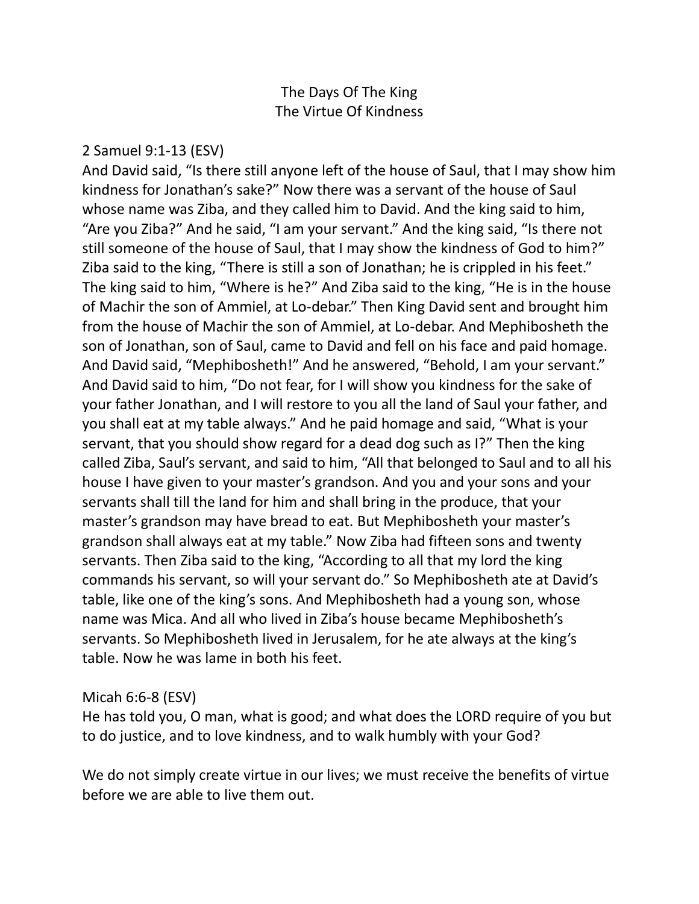# The Days Of The King
## The Virtue Of Kindness

2 Samuel 9:1-13 (ESV)

And David said, "Is there still anyone left of the house of Saul, that I may show him kindness for Jonathan's sake?" Now there was a servant of the house of Saul whose name was Ziba, and they called him to David. And the king said to him, "Are you Ziba?" And he said, "I am your servant." And the king said, "Is there not still someone of the house of Saul, that I may show the kindness of God to him?" Ziba said to the king, "There is still a son of Jonathan; he is crippled in his feet." The king said to him, "Where is he?" And Ziba said to the king, "He is in the house of Machir the son of Ammiel, at Lo-debar." Then King David sent and brought him from the house of Machir the son of Ammiel, at Lo-debar. And Mephibosheth the son of Jonathan, son of Saul, came to David and fell on his face and paid homage. And David said, "Mephibosheth!" And he answered, "Behold, I am your servant." And David said to him, "Do not fear, for I will show you kindness for the sake of your father Jonathan, and I will restore to you all the land of Saul your father, and you shall eat at my table always." And he paid homage and said, "What is your servant, that you should show regard for a dead dog such as I?" Then the king called Ziba, Saul's servant, and said to him, "All that belonged to Saul and to all his house I have given to your master's grandson. And you and your sons and your servants shall till the land for him and shall bring in the produce, that your master's grandson may have bread to eat. But Mephibosheth your master's grandson shall always eat at my table." Now Ziba had fifteen sons and twenty servants. Then Ziba said to the king, "According to all that my lord the king commands his servant, so will your servant do." So Mephibosheth ate at David's table, like one of the king's sons. And Mephibosheth had a young son, whose name was Mica. And all who lived in Ziba's house became Mephibosheth's servants. So Mephibosheth lived in Jerusalem, for he ate always at the king's table. Now he was lame in both his feet.

Micah 6:6-8 (ESV)

He has told you, O man, what is good; and what does the LORD require of you but to do justice, and to love kindness, and to walk humbly with your God?

We do not simply create virtue in our lives; we must receive the benefits of virtue before we are able to live them out.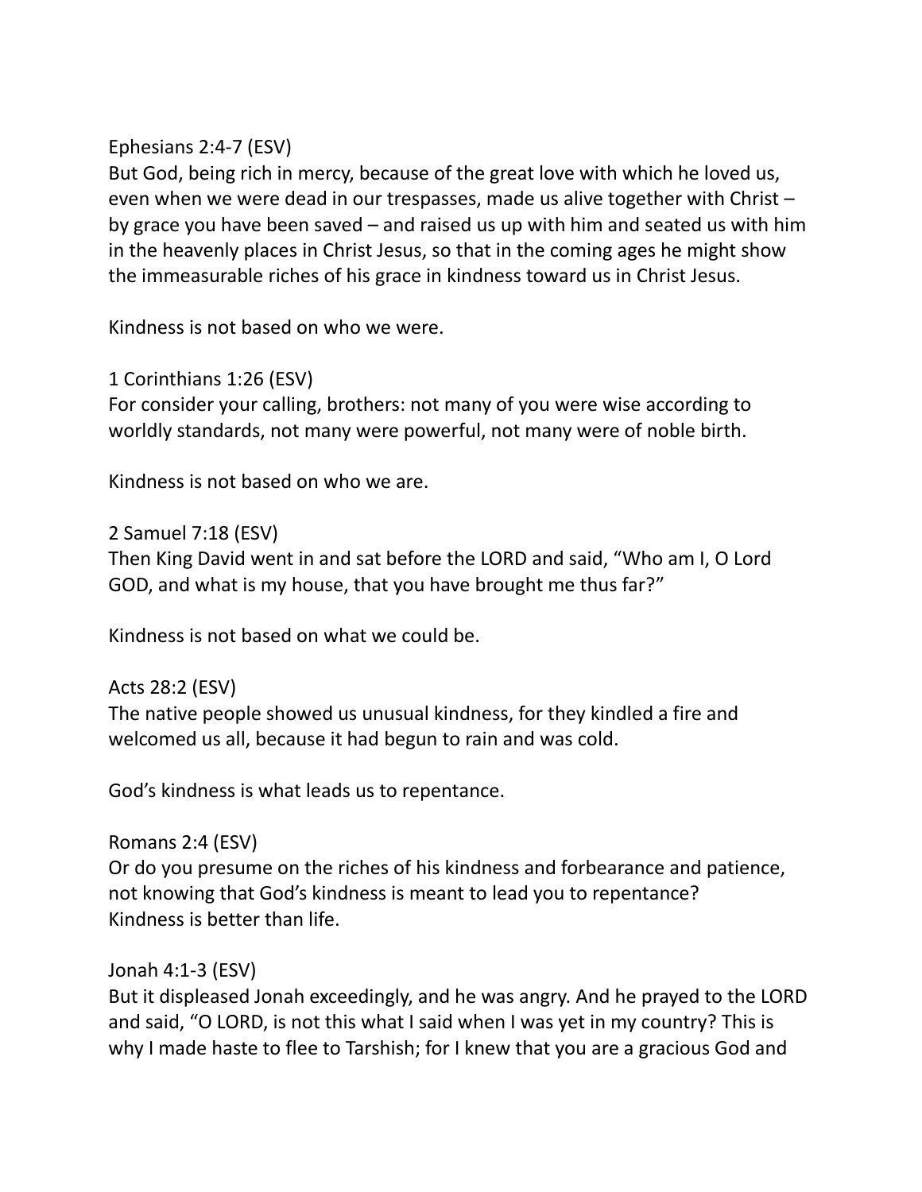Ephesians 2:4-7 (ESV)
But God, being rich in mercy, because of the great love with which he loved us, even when we were dead in our trespasses, made us alive together with Christ – by grace you have been saved – and raised us up with him and seated us with him in the heavenly places in Christ Jesus, so that in the coming ages he might show the immeasurable riches of his grace in kindness toward us in Christ Jesus.

Kindness is not based on who we were.

1 Corinthians 1:26 (ESV)
For consider your calling, brothers: not many of you were wise according to worldly standards, not many were powerful, not many were of noble birth.

Kindness is not based on who we are.

2 Samuel 7:18 (ESV)
Then King David went in and sat before the LORD and said, "Who am I, O Lord GOD, and what is my house, that you have brought me thus far?"

Kindness is not based on what we could be.

Acts 28:2 (ESV)
The native people showed us unusual kindness, for they kindled a fire and welcomed us all, because it had begun to rain and was cold.

God's kindness is what leads us to repentance.

Romans 2:4 (ESV)
Or do you presume on the riches of his kindness and forbearance and patience, not knowing that God's kindness is meant to lead you to repentance?
Kindness is better than life.

Jonah 4:1-3 (ESV)
But it displeased Jonah exceedingly, and he was angry. And he prayed to the LORD and said, "O LORD, is not this what I said when I was yet in my country? This is why I made haste to flee to Tarshish; for I knew that you are a gracious God and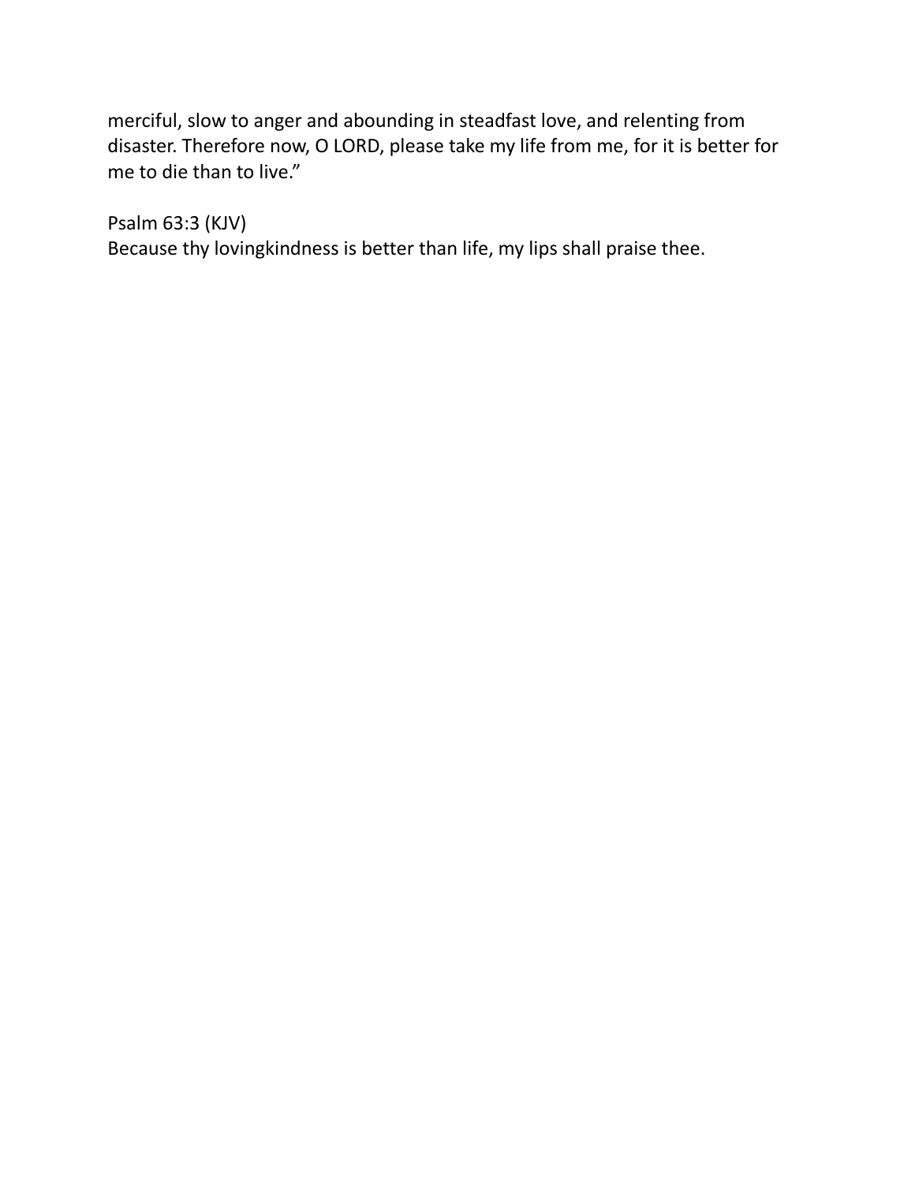merciful, slow to anger and abounding in steadfast love, and relenting from disaster. Therefore now, O LORD, please take my life from me, for it is better for me to die than to live."

Psalm 63:3 (KJV)
Because thy lovingkindness is better than life, my lips shall praise thee.